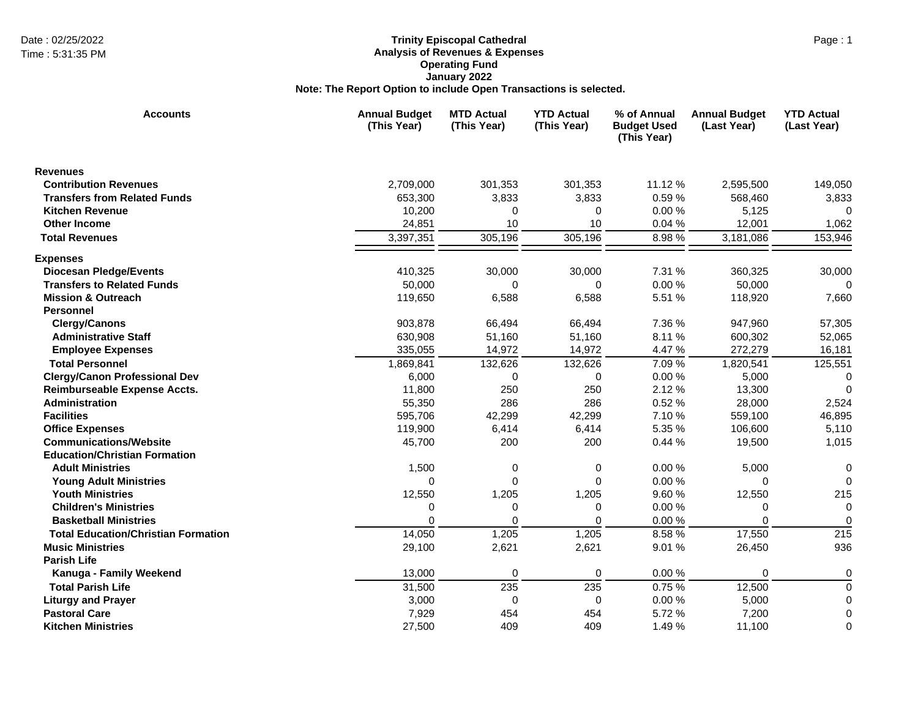Date : 02/25/2022
Time : 5:31:35 PM

**Trinity Episcopal Cathedral**
**Analysis of Revenues & Expenses**
**Operating Fund**
**January 2022**
**Note: The Report Option to include Open Transactions is selected.**

| Accounts | Annual Budget (This Year) | MTD Actual (This Year) | YTD Actual (This Year) | % of Annual Budget Used (This Year) | Annual Budget (Last Year) | YTD Actual (Last Year) |
|---|---|---|---|---|---|---|
| **Revenues** | | | | | | |
| **Contribution Revenues** | 2,709,000 | 301,353 | 301,353 | 11.12 % | 2,595,500 | 149,050 |
| **Transfers from Related Funds** | 653,300 | 3,833 | 3,833 | 0.59 % | 568,460 | 3,833 |
| **Kitchen Revenue** | 10,200 | 0 | 0 | 0.00 % | 5,125 | 0 |
| **Other Income** | 24,851 | 10 | 10 | 0.04 % | 12,001 | 1,062 |
| **Total Revenues** | 3,397,351 | 305,196 | 305,196 | 8.98 % | 3,181,086 | 153,946 |
| **Expenses** | | | | | | |
| **Diocesan Pledge/Events** | 410,325 | 30,000 | 30,000 | 7.31 % | 360,325 | 30,000 |
| **Transfers to Related Funds** | 50,000 | 0 | 0 | 0.00 % | 50,000 | 0 |
| **Mission & Outreach** | 119,650 | 6,588 | 6,588 | 5.51 % | 118,920 | 7,660 |
| **Personnel** | | | | | | |
| **Clergy/Canons** | 903,878 | 66,494 | 66,494 | 7.36 % | 947,960 | 57,305 |
| **Administrative Staff** | 630,908 | 51,160 | 51,160 | 8.11 % | 600,302 | 52,065 |
| **Employee Expenses** | 335,055 | 14,972 | 14,972 | 4.47 % | 272,279 | 16,181 |
| **Total Personnel** | 1,869,841 | 132,626 | 132,626 | 7.09 % | 1,820,541 | 125,551 |
| **Clergy/Canon Professional Dev** | 6,000 | 0 | 0 | 0.00 % | 5,000 | 0 |
| **Reimburseable Expense Accts.** | 11,800 | 250 | 250 | 2.12 % | 13,300 | 0 |
| **Administration** | 55,350 | 286 | 286 | 0.52 % | 28,000 | 2,524 |
| **Facilities** | 595,706 | 42,299 | 42,299 | 7.10 % | 559,100 | 46,895 |
| **Office Expenses** | 119,900 | 6,414 | 6,414 | 5.35 % | 106,600 | 5,110 |
| **Communications/Website** | 45,700 | 200 | 200 | 0.44 % | 19,500 | 1,015 |
| **Education/Christian Formation** | | | | | | |
| **Adult Ministries** | 1,500 | 0 | 0 | 0.00 % | 5,000 | 0 |
| **Young Adult Ministries** | 0 | 0 | 0 | 0.00 % | 0 | 0 |
| **Youth Ministries** | 12,550 | 1,205 | 1,205 | 9.60 % | 12,550 | 215 |
| **Children's Ministries** | 0 | 0 | 0 | 0.00 % | 0 | 0 |
| **Basketball Ministries** | 0 | 0 | 0 | 0.00 % | 0 | 0 |
| **Total Education/Christian Formation** | 14,050 | 1,205 | 1,205 | 8.58 % | 17,550 | 215 |
| **Music Ministries** | 29,100 | 2,621 | 2,621 | 9.01 % | 26,450 | 936 |
| **Parish Life** | | | | | | |
| **Kanuga - Family Weekend** | 13,000 | 0 | 0 | 0.00 % | 0 | 0 |
| **Total Parish Life** | 31,500 | 235 | 235 | 0.75 % | 12,500 | 0 |
| **Liturgy and Prayer** | 3,000 | 0 | 0 | 0.00 % | 5,000 | 0 |
| **Pastoral Care** | 7,929 | 454 | 454 | 5.72 % | 7,200 | 0 |
| **Kitchen Ministries** | 27,500 | 409 | 409 | 1.49 % | 11,100 | 0 |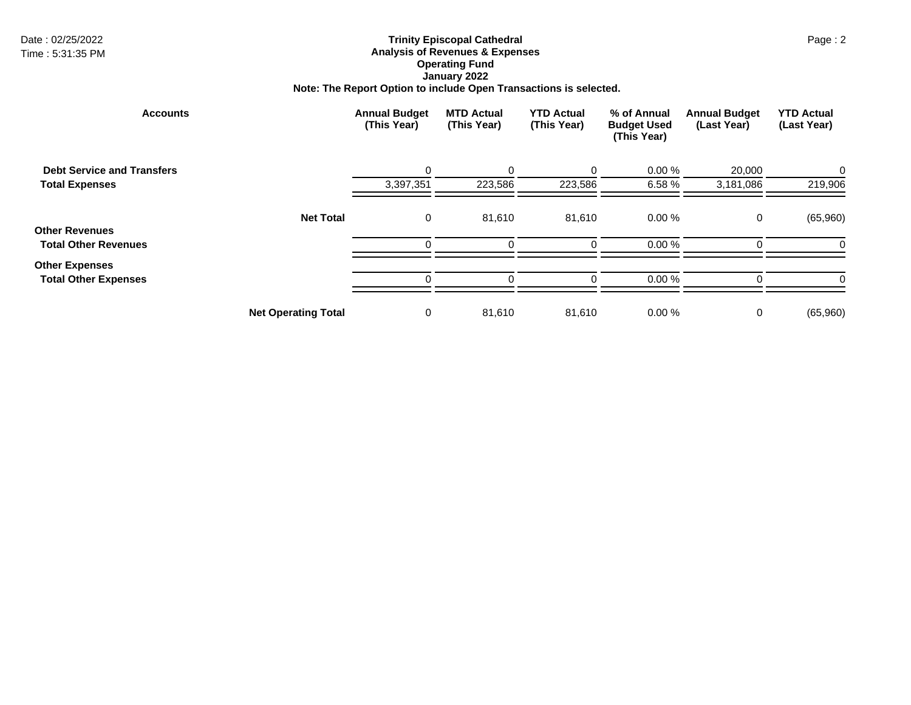**Trinity Episcopal Cathedral**
**Analysis of Revenues & Expenses**
**Operating Fund**
**January 2022**
**Note: The Report Option to include Open Transactions is selected.**

| Accounts | Annual Budget (This Year) | MTD Actual (This Year) | YTD Actual (This Year) | % of Annual Budget Used (This Year) | Annual Budget (Last Year) | YTD Actual (Last Year) |
|---|---|---|---|---|---|---|
| **Debt Service and Transfers** | 0 | 0 | 0 | 0.00 % | 20,000 | 0 |
| **Total Expenses** | 3,397,351 | 223,586 | 223,586 | 6.58 % | 3,181,086 | 219,906 |
| **Net Total** | 0 | 81,610 | 81,610 | 0.00 % | 0 | (65,960) |
| **Other Revenues** | | | | | | |
| **Total Other Revenues** | 0 | 0 | 0 | 0.00 % | 0 | 0 |
| **Other Expenses** | | | | | | |
| **Total Other Expenses** | 0 | 0 | 0 | 0.00 % | 0 | 0 |
| **Net Operating Total** | 0 | 81,610 | 81,610 | 0.00 % | 0 | (65,960) |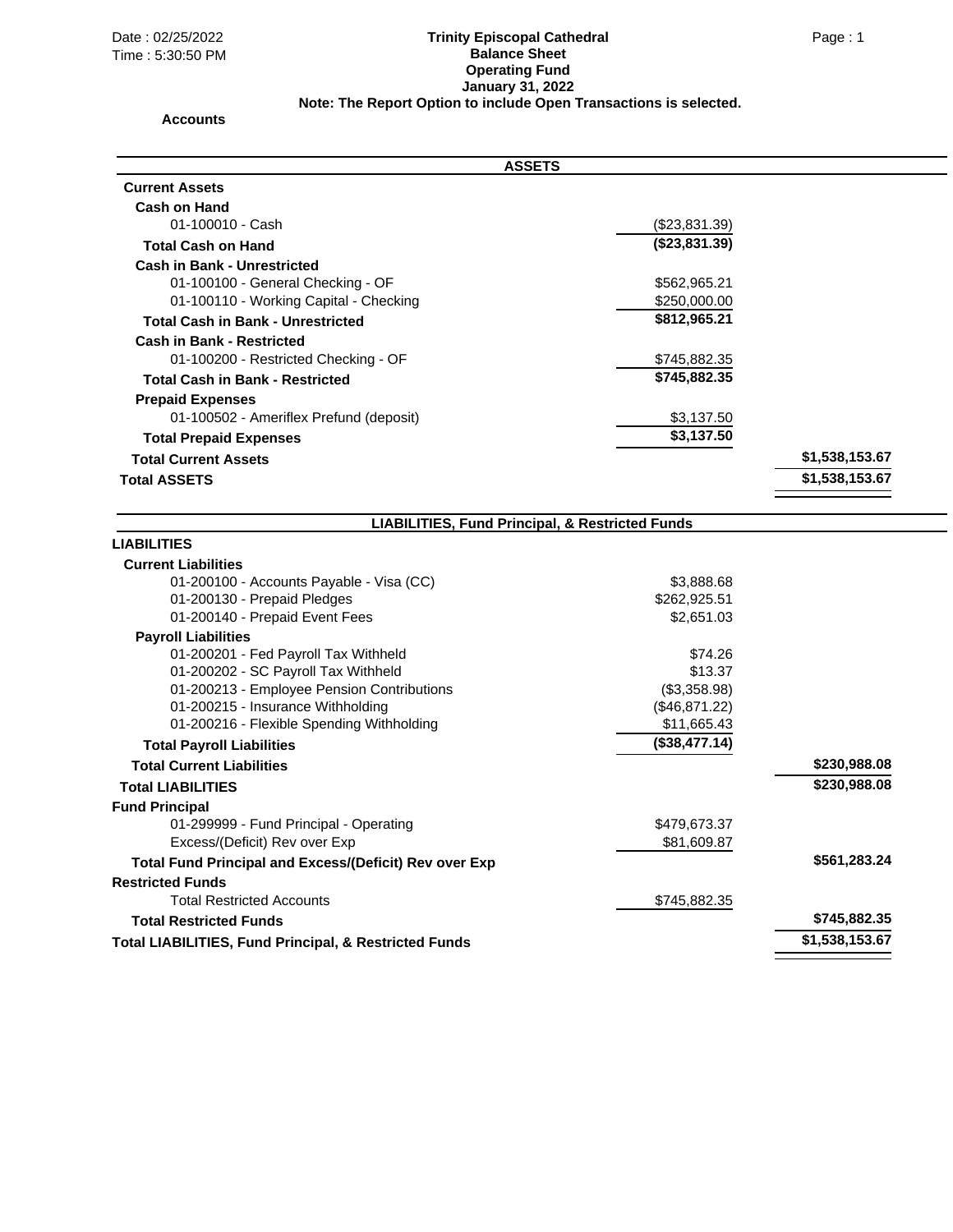# Trinity Episcopal Cathedral

## Balance Sheet

### Operating Fund

### January 31, 2022

**Note: The Report Option to include Open Transactions is selected.**

**Accounts**

| ASSETS | | |
|---|---|---|
| **Current Assets** | | |
| **Cash on Hand** | | |
| 01-100010 - Cash | ($23,831.39) | |
| **Total Cash on Hand** | **($23,831.39)** | |
| **Cash in Bank - Unrestricted** | | |
| 01-100100 - General Checking - OF | $562,965.21 | |
| 01-100110 - Working Capital - Checking | $250,000.00 | |
| **Total Cash in Bank - Unrestricted** | **$812,965.21** | |
| **Cash in Bank - Restricted** | | |
| 01-100200 - Restricted Checking - OF | $745,882.35 | |
| **Total Cash in Bank - Restricted** | **$745,882.35** | |
| **Prepaid Expenses** | | |
| 01-100502 - Ameriflex Prefund (deposit) | $3,137.50 | |
| **Total Prepaid Expenses** | **$3,137.50** | |
| **Total Current Assets** | | **$1,538,153.67** |
| **Total ASSETS** | | **$1,538,153.67** |

| LIABILITIES, Fund Principal, & Restricted Funds | | |
|---|---|---|
| **LIABILITIES** | | |
| **Current Liabilities** | | |
| 01-200100 - Accounts Payable - Visa (CC) | $3,888.68 | |
| 01-200130 - Prepaid Pledges | $262,925.51 | |
| 01-200140 - Prepaid Event Fees | $2,651.03 | |
| **Payroll Liabilities** | | |
| 01-200201 - Fed Payroll Tax Withheld | $74.26 | |
| 01-200202 - SC Payroll Tax Withheld | $13.37 | |
| 01-200213 - Employee Pension Contributions | ($3,358.98) | |
| 01-200215 - Insurance Withholding | ($46,871.22) | |
| 01-200216 - Flexible Spending Withholding | $11,665.43 | |
| **Total Payroll Liabilities** | **($38,477.14)** | |
| **Total Current Liabilities** | | **$230,988.08** |
| **Total LIABILITIES** | | **$230,988.08** |
| **Fund Principal** | | |
| 01-299999 - Fund Principal - Operating | $479,673.37 | |
| Excess/(Deficit) Rev over Exp | $81,609.87 | |
| **Total Fund Principal and Excess/(Deficit) Rev over Exp** | | **$561,283.24** |
| **Restricted Funds** | | |
| Total Restricted Accounts | $745,882.35 | |
| **Total Restricted Funds** | | **$745,882.35** |
| **Total LIABILITIES, Fund Principal, & Restricted Funds** | | **$1,538,153.67** |